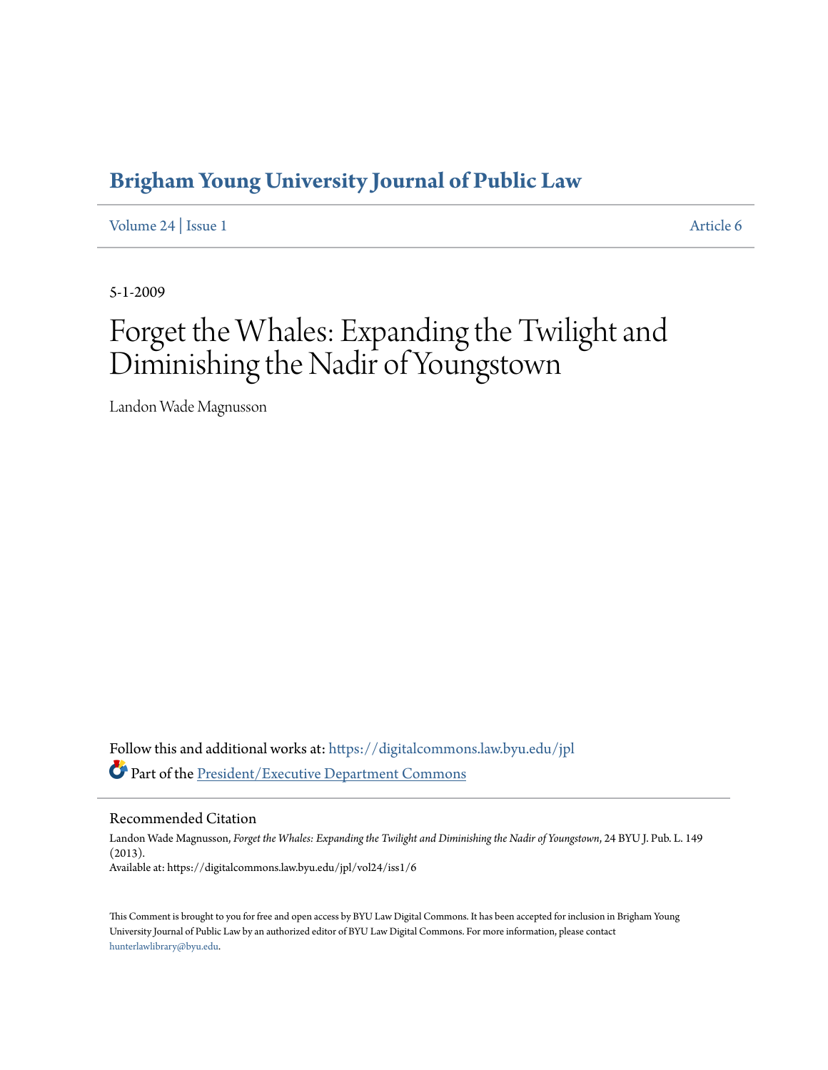# Brigham Young University Journal of Public Law

Volume 24 | Issue 1 Article 6

5-1-2009

# Forget the Whales: Expanding the Twilight and Diminishing the Nadir of Youngstown

Landon Wade Magnusson

Follow this and additional works at: https://digitalcommons.law.byu.edu/jpl

Part of the President/Executive Department Commons

## Recommended Citation

Landon Wade Magnusson, *Forget the Whales: Expanding the Twilight and Diminishing the Nadir of Youngstown*, 24 BYU J. Pub. L. 149 (2013).
Available at: https://digitalcommons.law.byu.edu/jpl/vol24/iss1/6

This Comment is brought to you for free and open access by BYU Law Digital Commons. It has been accepted for inclusion in Brigham Young University Journal of Public Law by an authorized editor of BYU Law Digital Commons. For more information, please contact hunterlawlibrary@byu.edu.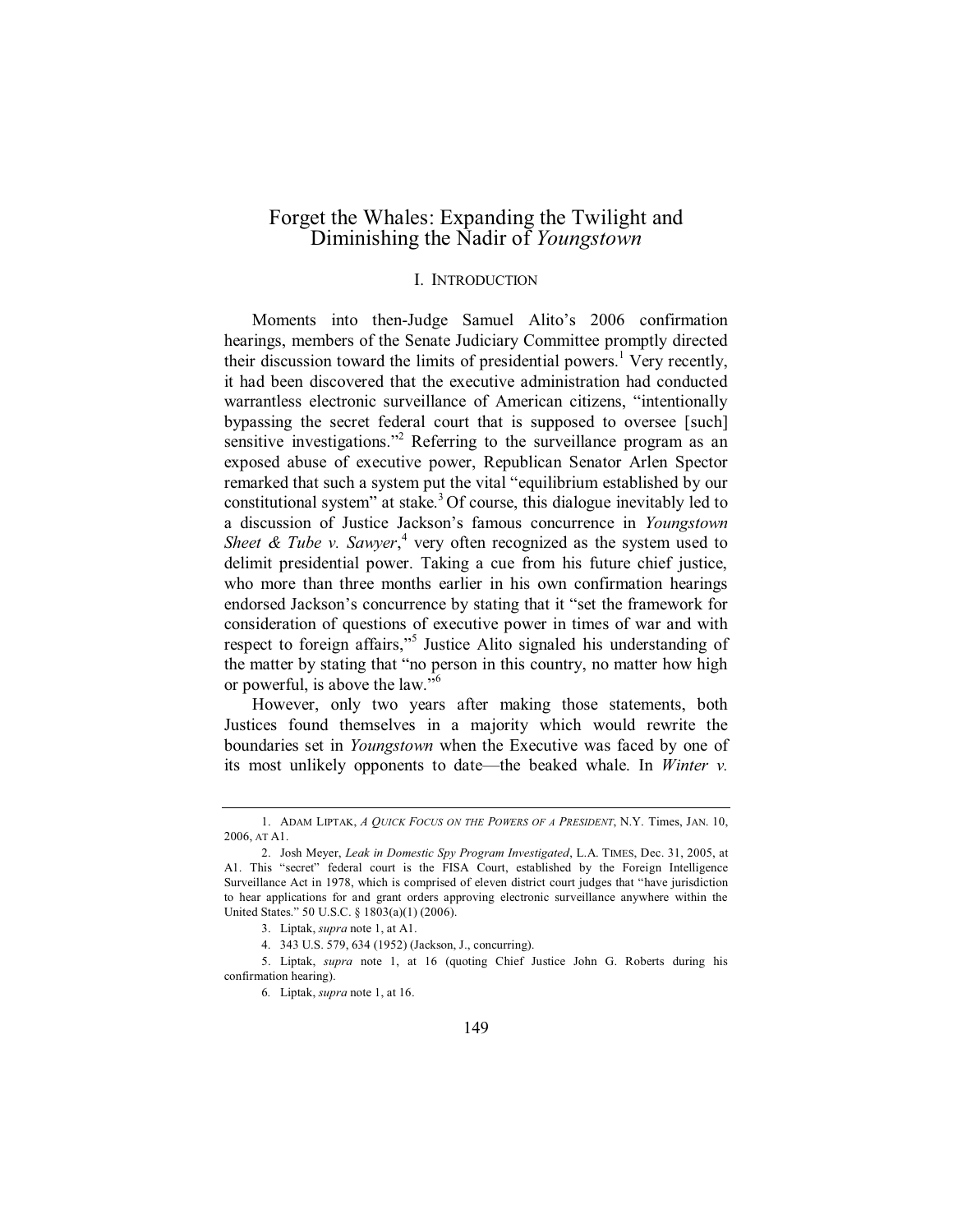# Forget the Whales: Expanding the Twilight and Diminishing the Nadir of *Youngstown*

## I. INTRODUCTION

Moments into then-Judge Samuel Alito's 2006 confirmation hearings, members of the Senate Judiciary Committee promptly directed their discussion toward the limits of presidential powers.[1] Very recently, it had been discovered that the executive administration had conducted warrantless electronic surveillance of American citizens, "intentionally bypassing the secret federal court that is supposed to oversee [such] sensitive investigations."[2] Referring to the surveillance program as an exposed abuse of executive power, Republican Senator Arlen Spector remarked that such a system put the vital "equilibrium established by our constitutional system" at stake.[3] Of course, this dialogue inevitably led to a discussion of Justice Jackson's famous concurrence in *Youngstown Sheet & Tube v. Sawyer*,[4] very often recognized as the system used to delimit presidential power. Taking a cue from his future chief justice, who more than three months earlier in his own confirmation hearings endorsed Jackson's concurrence by stating that it "set the framework for consideration of questions of executive power in times of war and with respect to foreign affairs,"[5] Justice Alito signaled his understanding of the matter by stating that "no person in this country, no matter how high or powerful, is above the law."[6]

However, only two years after making those statements, both Justices found themselves in a majority which would rewrite the boundaries set in *Youngstown* when the Executive was faced by one of its most unlikely opponents to date—the beaked whale. In *Winter v.*

---

1. ADAM LIPTAK, *A QUICK FOCUS ON THE POWERS OF A PRESIDENT*, N.Y. Times, JAN. 10, 2006, AT A1.

2. Josh Meyer, *Leak in Domestic Spy Program Investigated*, L.A. TIMES, Dec. 31, 2005, at A1. This "secret" federal court is the FISA Court, established by the Foreign Intelligence Surveillance Act in 1978, which is comprised of eleven district court judges that "have jurisdiction to hear applications for and grant orders approving electronic surveillance anywhere within the United States." 50 U.S.C. § 1803(a)(1) (2006).

3. Liptak, *supra* note 1, at A1.

4. 343 U.S. 579, 634 (1952) (Jackson, J., concurring).

5. Liptak, *supra* note 1, at 16 (quoting Chief Justice John G. Roberts during his confirmation hearing).

6. Liptak, *supra* note 1, at 16.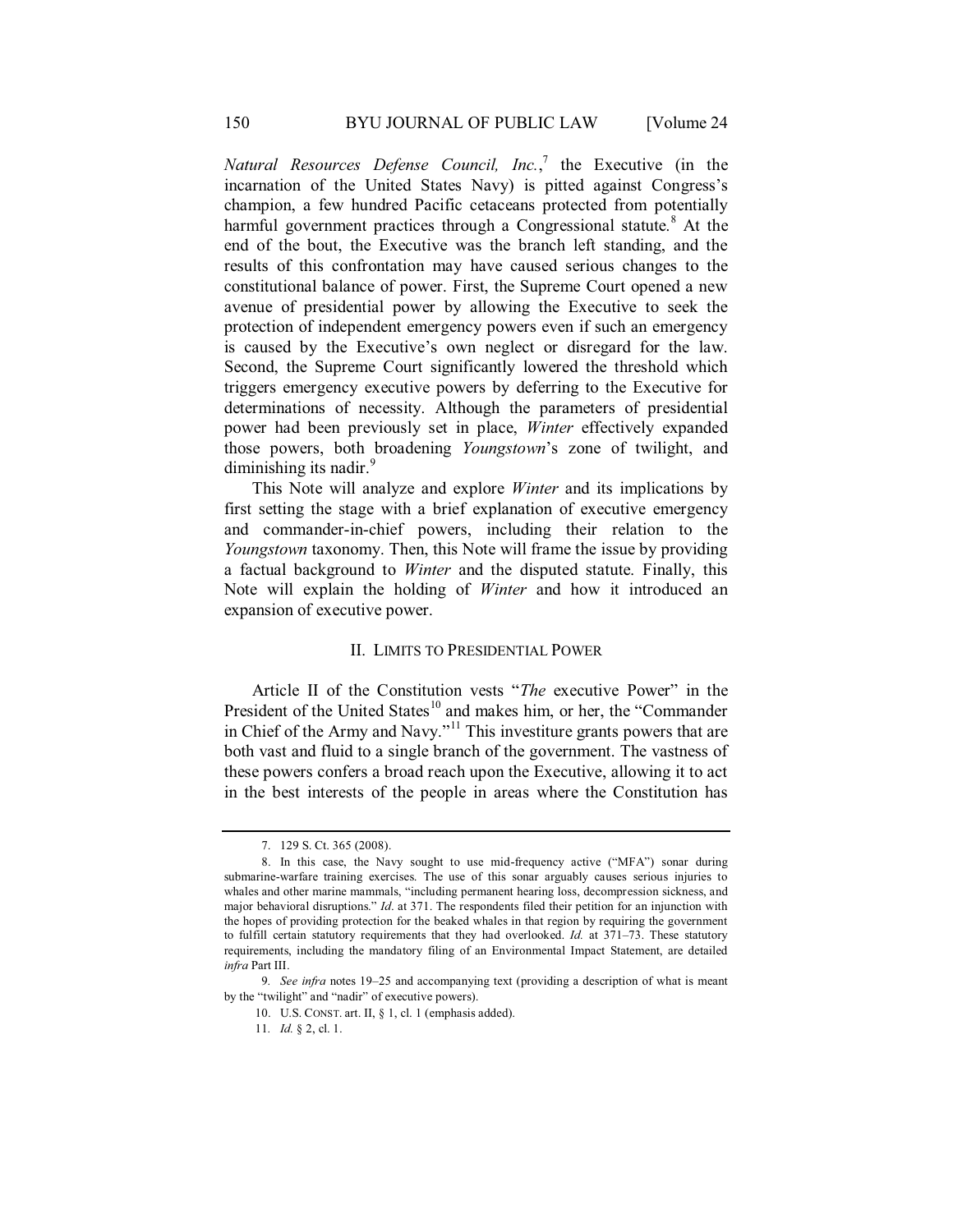*Natural Resources Defense Council, Inc.*,[7] the Executive (in the incarnation of the United States Navy) is pitted against Congress's champion, a few hundred Pacific cetaceans protected from potentially harmful government practices through a Congressional statute.[8] At the end of the bout, the Executive was the branch left standing, and the results of this confrontation may have caused serious changes to the constitutional balance of power. First, the Supreme Court opened a new avenue of presidential power by allowing the Executive to seek the protection of independent emergency powers even if such an emergency is caused by the Executive's own neglect or disregard for the law. Second, the Supreme Court significantly lowered the threshold which triggers emergency executive powers by deferring to the Executive for determinations of necessity. Although the parameters of presidential power had been previously set in place, *Winter* effectively expanded those powers, both broadening *Youngstown*'s zone of twilight, and diminishing its nadir.[9]

This Note will analyze and explore *Winter* and its implications by first setting the stage with a brief explanation of executive emergency and commander-in-chief powers, including their relation to the *Youngstown* taxonomy. Then, this Note will frame the issue by providing a factual background to *Winter* and the disputed statute. Finally, this Note will explain the holding of *Winter* and how it introduced an expansion of executive power.

## II. LIMITS TO PRESIDENTIAL POWER

Article II of the Constitution vests "*The* executive Power" in the President of the United States[10] and makes him, or her, the "Commander in Chief of the Army and Navy."[11] This investiture grants powers that are both vast and fluid to a single branch of the government. The vastness of these powers confers a broad reach upon the Executive, allowing it to act in the best interests of the people in areas where the Constitution has

---

7. 129 S. Ct. 365 (2008).

8. In this case, the Navy sought to use mid-frequency active ("MFA") sonar during submarine-warfare training exercises. The use of this sonar arguably causes serious injuries to whales and other marine mammals, "including permanent hearing loss, decompression sickness, and major behavioral disruptions." *Id*. at 371. The respondents filed their petition for an injunction with the hopes of providing protection for the beaked whales in that region by requiring the government to fulfill certain statutory requirements that they had overlooked. *Id.* at 371–73. These statutory requirements, including the mandatory filing of an Environmental Impact Statement, are detailed *infra* Part III.

9. *See infra* notes 19–25 and accompanying text (providing a description of what is meant by the "twilight" and "nadir" of executive powers).

10. U.S. CONST. art. II, § 1, cl. 1 (emphasis added).

11. *Id.* § 2, cl. 1.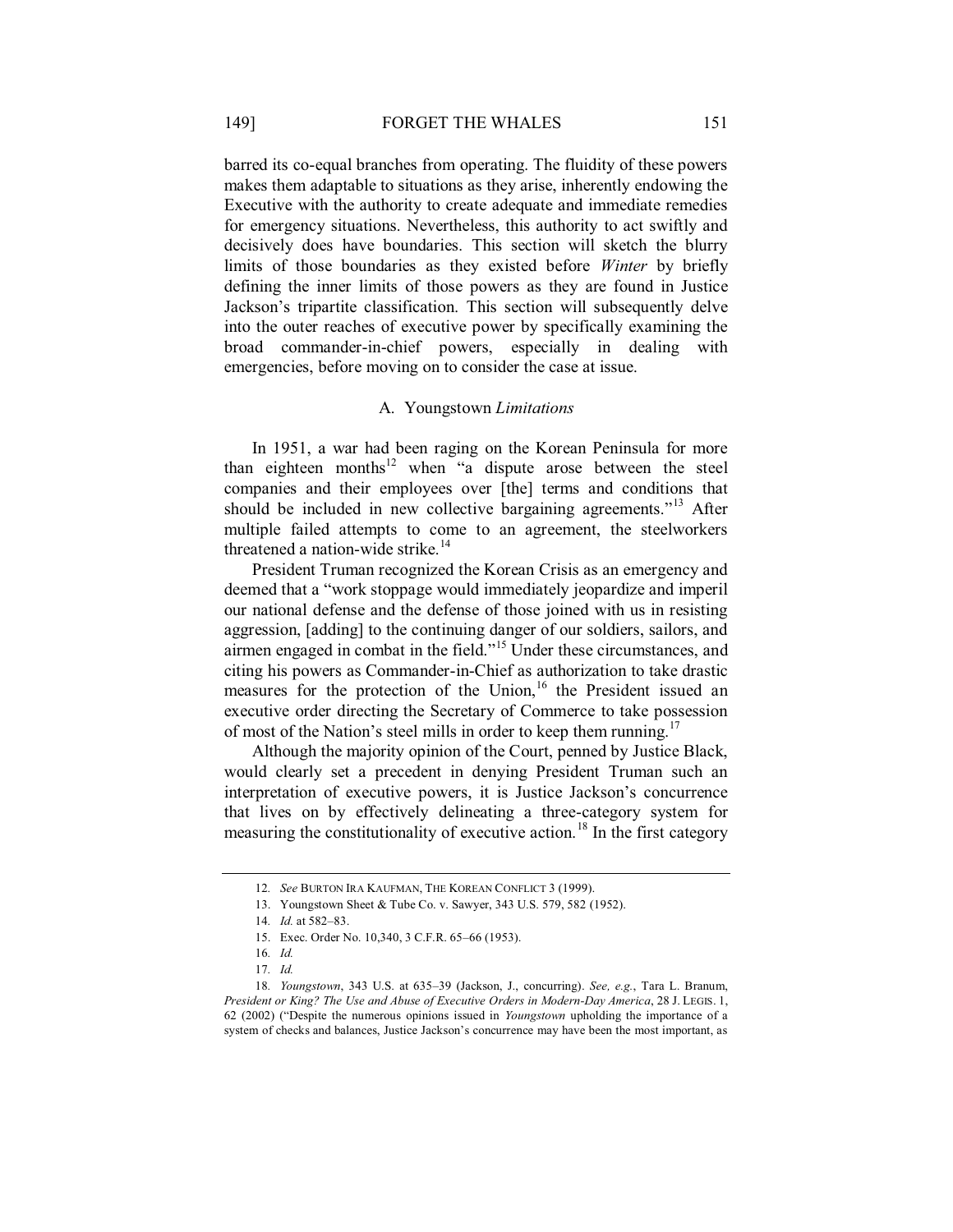barred its co-equal branches from operating. The fluidity of these powers makes them adaptable to situations as they arise, inherently endowing the Executive with the authority to create adequate and immediate remedies for emergency situations. Nevertheless, this authority to act swiftly and decisively does have boundaries. This section will sketch the blurry limits of those boundaries as they existed before *Winter* by briefly defining the inner limits of those powers as they are found in Justice Jackson's tripartite classification. This section will subsequently delve into the outer reaches of executive power by specifically examining the broad commander-in-chief powers, especially in dealing with emergencies, before moving on to consider the case at issue.

### A. Youngstown *Limitations*

In 1951, a war had been raging on the Korean Peninsula for more than eighteen months[12] when "a dispute arose between the steel companies and their employees over [the] terms and conditions that should be included in new collective bargaining agreements."[13] After multiple failed attempts to come to an agreement, the steelworkers threatened a nation-wide strike.[14]

President Truman recognized the Korean Crisis as an emergency and deemed that a "work stoppage would immediately jeopardize and imperil our national defense and the defense of those joined with us in resisting aggression, [adding] to the continuing danger of our soldiers, sailors, and airmen engaged in combat in the field."[15] Under these circumstances, and citing his powers as Commander-in-Chief as authorization to take drastic measures for the protection of the Union,[16] the President issued an executive order directing the Secretary of Commerce to take possession of most of the Nation's steel mills in order to keep them running.[17]

Although the majority opinion of the Court, penned by Justice Black, would clearly set a precedent in denying President Truman such an interpretation of executive powers, it is Justice Jackson's concurrence that lives on by effectively delineating a three-category system for measuring the constitutionality of executive action.[18] In the first category

---

12. *See* BURTON IRA KAUFMAN, THE KOREAN CONFLICT 3 (1999).

13. Youngstown Sheet & Tube Co. v. Sawyer, 343 U.S. 579, 582 (1952).

14. *Id.* at 582–83.

15. Exec. Order No. 10,340, 3 C.F.R. 65–66 (1953).

16. *Id.*

17. *Id.*

18. *Youngstown*, 343 U.S. at 635–39 (Jackson, J., concurring). *See, e.g.*, Tara L. Branum, *President or King? The Use and Abuse of Executive Orders in Modern-Day America*, 28 J. LEGIS. 1, 62 (2002) ("Despite the numerous opinions issued in *Youngstown* upholding the importance of a system of checks and balances, Justice Jackson's concurrence may have been the most important, as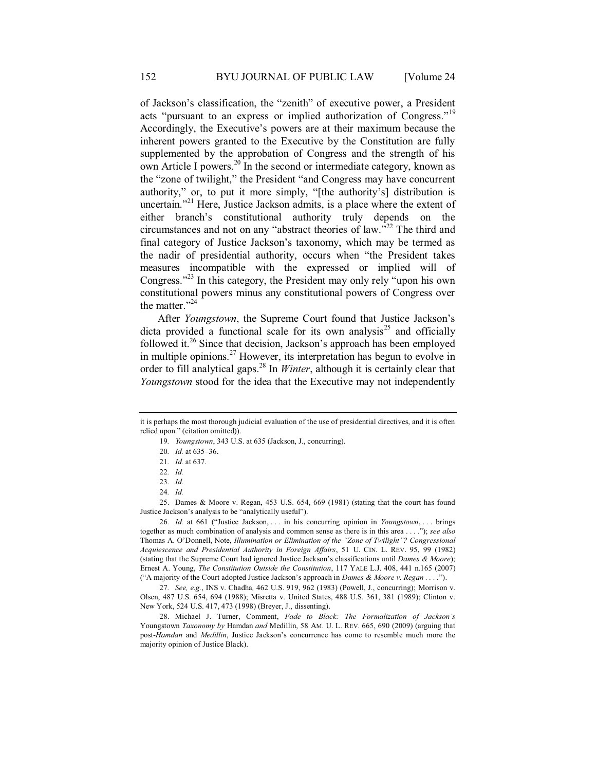of Jackson's classification, the "zenith" of executive power, a President acts "pursuant to an express or implied authorization of Congress."[19] Accordingly, the Executive's powers are at their maximum because the inherent powers granted to the Executive by the Constitution are fully supplemented by the approbation of Congress and the strength of his own Article I powers.[20] In the second or intermediate category, known as the "zone of twilight," the President "and Congress may have concurrent authority," or, to put it more simply, "[the authority's] distribution is uncertain."[21] Here, Justice Jackson admits, is a place where the extent of either branch's constitutional authority truly depends on the circumstances and not on any "abstract theories of law."[22] The third and final category of Justice Jackson's taxonomy, which may be termed as the nadir of presidential authority, occurs when "the President takes measures incompatible with the expressed or implied will of Congress."[23] In this category, the President may only rely "upon his own constitutional powers minus any constitutional powers of Congress over the matter."[24]

After *Youngstown*, the Supreme Court found that Justice Jackson's dicta provided a functional scale for its own analysis[25] and officially followed it.[26] Since that decision, Jackson's approach has been employed in multiple opinions.[27] However, its interpretation has begun to evolve in order to fill analytical gaps.[28] In *Winter*, although it is certainly clear that *Youngstown* stood for the idea that the Executive may not independently

---

it is perhaps the most thorough judicial evaluation of the use of presidential directives, and it is often relied upon." (citation omitted)).

19. *Youngstown*, 343 U.S. at 635 (Jackson, J., concurring).

20. *Id.* at 635–36.

21. *Id.* at 637.

22. *Id.*

23. *Id.*

24. *Id.*

25. Dames & Moore v. Regan, 453 U.S. 654, 669 (1981) (stating that the court has found Justice Jackson's analysis to be "analytically useful").

26. *Id.* at 661 ("Justice Jackson, . . . in his concurring opinion in *Youngstown*, . . . brings together as much combination of analysis and common sense as there is in this area . . . ."); *see also* Thomas A. O'Donnell, Note, *Illumination or Elimination of the "Zone of Twilight"? Congressional Acquiescence and Presidential Authority in Foreign Affairs*, 51 U. CIN. L. REV. 95, 99 (1982) (stating that the Supreme Court had ignored Justice Jackson's classifications until *Dames & Moore*); Ernest A. Young, *The Constitution Outside the Constitution*, 117 YALE L.J. 408, 441 n.165 (2007) ("A majority of the Court adopted Justice Jackson's approach in *Dames & Moore v. Regan* . . . .").

27. *See, e.g.*, INS v. Chadha, 462 U.S. 919, 962 (1983) (Powell, J., concurring); Morrison v. Olsen, 487 U.S. 654, 694 (1988); Misretta v. United States, 488 U.S. 361, 381 (1989); Clinton v. New York, 524 U.S. 417, 473 (1998) (Breyer, J., dissenting).

28. Michael J. Turner, Comment, *Fade to Black: The Formalization of Jackson's* Youngstown *Taxonomy by* Hamdan *and* Medillin, 58 AM. U. L. REV. 665, 690 (2009) (arguing that post-*Hamdan* and *Medillin*, Justice Jackson's concurrence has come to resemble much more the majority opinion of Justice Black).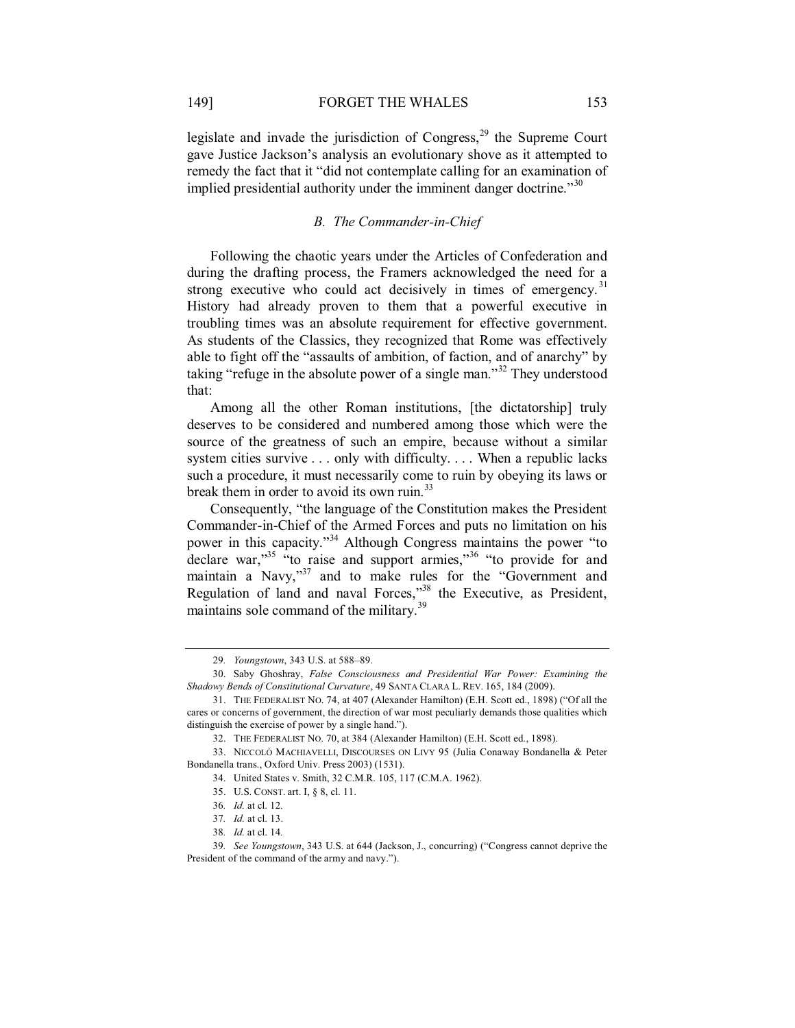legislate and invade the jurisdiction of Congress,[29] the Supreme Court gave Justice Jackson's analysis an evolutionary shove as it attempted to remedy the fact that it "did not contemplate calling for an examination of implied presidential authority under the imminent danger doctrine."[30]

### *B. The Commander-in-Chief*

Following the chaotic years under the Articles of Confederation and during the drafting process, the Framers acknowledged the need for a strong executive who could act decisively in times of emergency.[31] History had already proven to them that a powerful executive in troubling times was an absolute requirement for effective government. As students of the Classics, they recognized that Rome was effectively able to fight off the "assaults of ambition, of faction, and of anarchy" by taking "refuge in the absolute power of a single man."[32] They understood that:

> Among all the other Roman institutions, [the dictatorship] truly deserves to be considered and numbered among those which were the source of the greatness of such an empire, because without a similar system cities survive . . . only with difficulty. . . . When a republic lacks such a procedure, it must necessarily come to ruin by obeying its laws or break them in order to avoid its own ruin.[33]

Consequently, "the language of the Constitution makes the President Commander-in-Chief of the Armed Forces and puts no limitation on his power in this capacity."[34] Although Congress maintains the power "to declare war,"[35] "to raise and support armies,"[36] "to provide for and maintain a Navy,"[37] and to make rules for the "Government and Regulation of land and naval Forces,"[38] the Executive, as President, maintains sole command of the military.[39]

---

29. *Youngstown*, 343 U.S. at 588–89.

30. Saby Ghoshray, *False Consciousness and Presidential War Power: Examining the Shadowy Bends of Constitutional Curvature*, 49 SANTA CLARA L. REV. 165, 184 (2009).

31. THE FEDERALIST NO. 74, at 407 (Alexander Hamilton) (E.H. Scott ed., 1898) ("Of all the cares or concerns of government, the direction of war most peculiarly demands those qualities which distinguish the exercise of power by a single hand.").

32. THE FEDERALIST NO. 70, at 384 (Alexander Hamilton) (E.H. Scott ed., 1898).

33. NICCOLÒ MACHIAVELLI, DISCOURSES ON LIVY 95 (Julia Conaway Bondanella & Peter Bondanella trans., Oxford Univ. Press 2003) (1531).

34. United States v. Smith, 32 C.M.R. 105, 117 (C.M.A. 1962).

35. U.S. CONST. art. I, § 8, cl. 11.

36. *Id.* at cl. 12.

37. *Id.* at cl. 13.

38. *Id.* at cl. 14.

39. *See Youngstown*, 343 U.S. at 644 (Jackson, J., concurring) ("Congress cannot deprive the President of the command of the army and navy.").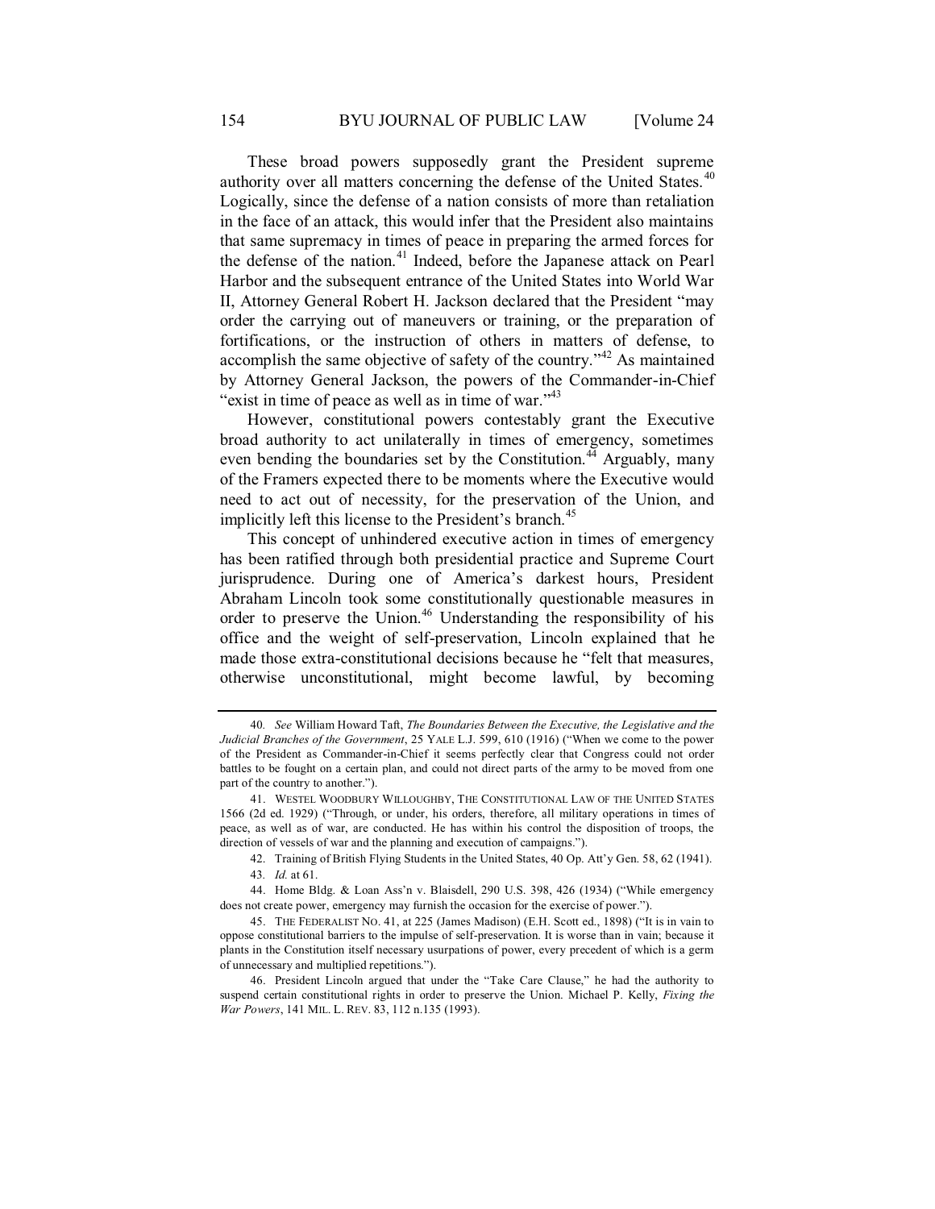These broad powers supposedly grant the President supreme authority over all matters concerning the defense of the United States.[40] Logically, since the defense of a nation consists of more than retaliation in the face of an attack, this would infer that the President also maintains that same supremacy in times of peace in preparing the armed forces for the defense of the nation.[41] Indeed, before the Japanese attack on Pearl Harbor and the subsequent entrance of the United States into World War II, Attorney General Robert H. Jackson declared that the President "may order the carrying out of maneuvers or training, or the preparation of fortifications, or the instruction of others in matters of defense, to accomplish the same objective of safety of the country."[42] As maintained by Attorney General Jackson, the powers of the Commander-in-Chief "exist in time of peace as well as in time of war."[43]

However, constitutional powers contestably grant the Executive broad authority to act unilaterally in times of emergency, sometimes even bending the boundaries set by the Constitution.[44] Arguably, many of the Framers expected there to be moments where the Executive would need to act out of necessity, for the preservation of the Union, and implicitly left this license to the President's branch.[45]

This concept of unhindered executive action in times of emergency has been ratified through both presidential practice and Supreme Court jurisprudence. During one of America's darkest hours, President Abraham Lincoln took some constitutionally questionable measures in order to preserve the Union.[46] Understanding the responsibility of his office and the weight of self-preservation, Lincoln explained that he made those extra-constitutional decisions because he "felt that measures, otherwise unconstitutional, might become lawful, by becoming

---

40. *See* William Howard Taft, *The Boundaries Between the Executive, the Legislative and the Judicial Branches of the Government*, 25 YALE L.J. 599, 610 (1916) ("When we come to the power of the President as Commander-in-Chief it seems perfectly clear that Congress could not order battles to be fought on a certain plan, and could not direct parts of the army to be moved from one part of the country to another.").

41. WESTEL WOODBURY WILLOUGHBY, THE CONSTITUTIONAL LAW OF THE UNITED STATES 1566 (2d ed. 1929) ("Through, or under, his orders, therefore, all military operations in times of peace, as well as of war, are conducted. He has within his control the disposition of troops, the direction of vessels of war and the planning and execution of campaigns.").

42. Training of British Flying Students in the United States, 40 Op. Att'y Gen. 58, 62 (1941).

43. *Id.* at 61.

44. Home Bldg. & Loan Ass'n v. Blaisdell, 290 U.S. 398, 426 (1934) ("While emergency does not create power, emergency may furnish the occasion for the exercise of power.").

45. THE FEDERALIST NO. 41, at 225 (James Madison) (E.H. Scott ed., 1898) ("It is in vain to oppose constitutional barriers to the impulse of self-preservation. It is worse than in vain; because it plants in the Constitution itself necessary usurpations of power, every precedent of which is a germ of unnecessary and multiplied repetitions.").

46. President Lincoln argued that under the "Take Care Clause," he had the authority to suspend certain constitutional rights in order to preserve the Union. Michael P. Kelly, *Fixing the War Powers*, 141 MIL. L. REV. 83, 112 n.135 (1993).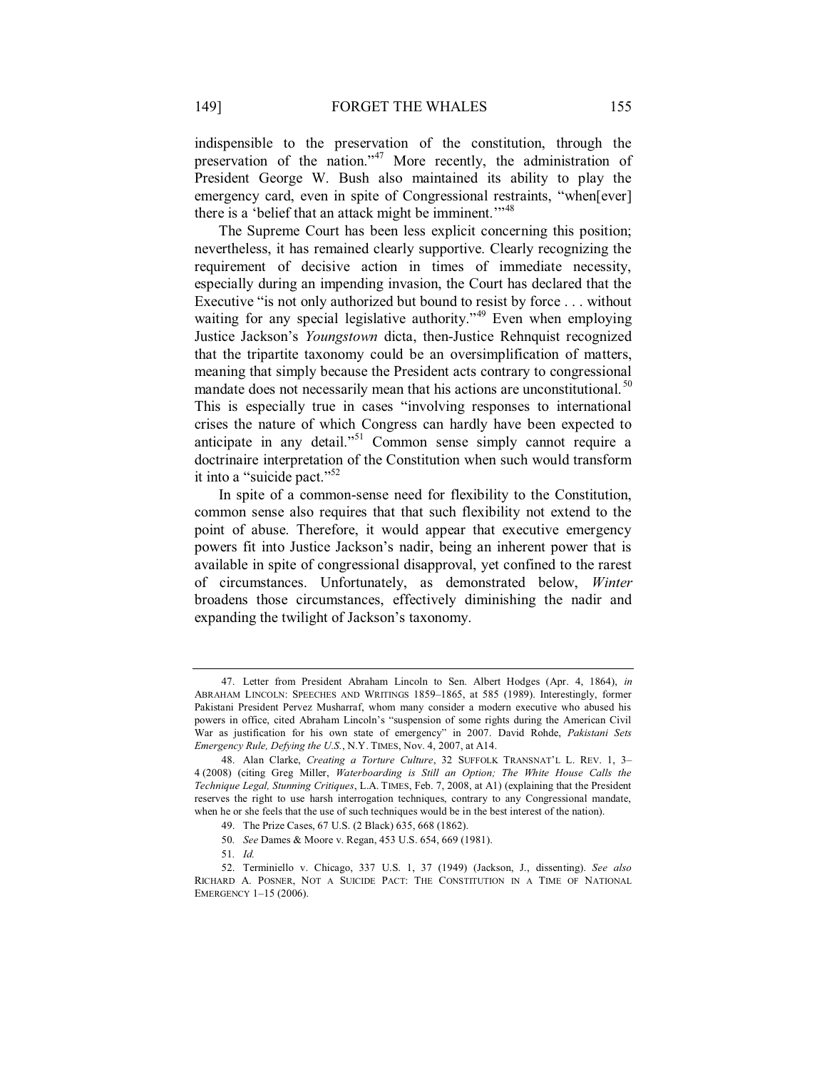indispensible to the preservation of the constitution, through the preservation of the nation."[47] More recently, the administration of President George W. Bush also maintained its ability to play the emergency card, even in spite of Congressional restraints, "when[ever] there is a 'belief that an attack might be imminent.'"[48]

The Supreme Court has been less explicit concerning this position; nevertheless, it has remained clearly supportive. Clearly recognizing the requirement of decisive action in times of immediate necessity, especially during an impending invasion, the Court has declared that the Executive "is not only authorized but bound to resist by force . . . without waiting for any special legislative authority."[49] Even when employing Justice Jackson's *Youngstown* dicta, then-Justice Rehnquist recognized that the tripartite taxonomy could be an oversimplification of matters, meaning that simply because the President acts contrary to congressional mandate does not necessarily mean that his actions are unconstitutional.[50] This is especially true in cases "involving responses to international crises the nature of which Congress can hardly have been expected to anticipate in any detail."[51] Common sense simply cannot require a doctrinaire interpretation of the Constitution when such would transform it into a "suicide pact."[52]

In spite of a common-sense need for flexibility to the Constitution, common sense also requires that that such flexibility not extend to the point of abuse. Therefore, it would appear that executive emergency powers fit into Justice Jackson's nadir, being an inherent power that is available in spite of congressional disapproval, yet confined to the rarest of circumstances. Unfortunately, as demonstrated below, *Winter* broadens those circumstances, effectively diminishing the nadir and expanding the twilight of Jackson's taxonomy.

---

47. Letter from President Abraham Lincoln to Sen. Albert Hodges (Apr. 4, 1864), *in* ABRAHAM LINCOLN: SPEECHES AND WRITINGS 1859–1865, at 585 (1989). Interestingly, former Pakistani President Pervez Musharraf, whom many consider a modern executive who abused his powers in office, cited Abraham Lincoln's "suspension of some rights during the American Civil War as justification for his own state of emergency" in 2007. David Rohde, *Pakistani Sets Emergency Rule, Defying the U.S.*, N.Y. TIMES, Nov. 4, 2007, at A14.

48. Alan Clarke, *Creating a Torture Culture*, 32 SUFFOLK TRANSNAT'L L. REV. 1, 3–4 (2008) (citing Greg Miller, *Waterboarding is Still an Option; The White House Calls the Technique Legal, Stunning Critiques*, L.A. TIMES, Feb. 7, 2008, at A1) (explaining that the President reserves the right to use harsh interrogation techniques, contrary to any Congressional mandate, when he or she feels that the use of such techniques would be in the best interest of the nation).

49. The Prize Cases, 67 U.S. (2 Black) 635, 668 (1862).

50. *See* Dames & Moore v. Regan, 453 U.S. 654, 669 (1981).

51. *Id.*

52. Terminiello v. Chicago, 337 U.S. 1, 37 (1949) (Jackson, J., dissenting). *See also* RICHARD A. POSNER, NOT A SUICIDE PACT: THE CONSTITUTION IN A TIME OF NATIONAL EMERGENCY 1–15 (2006).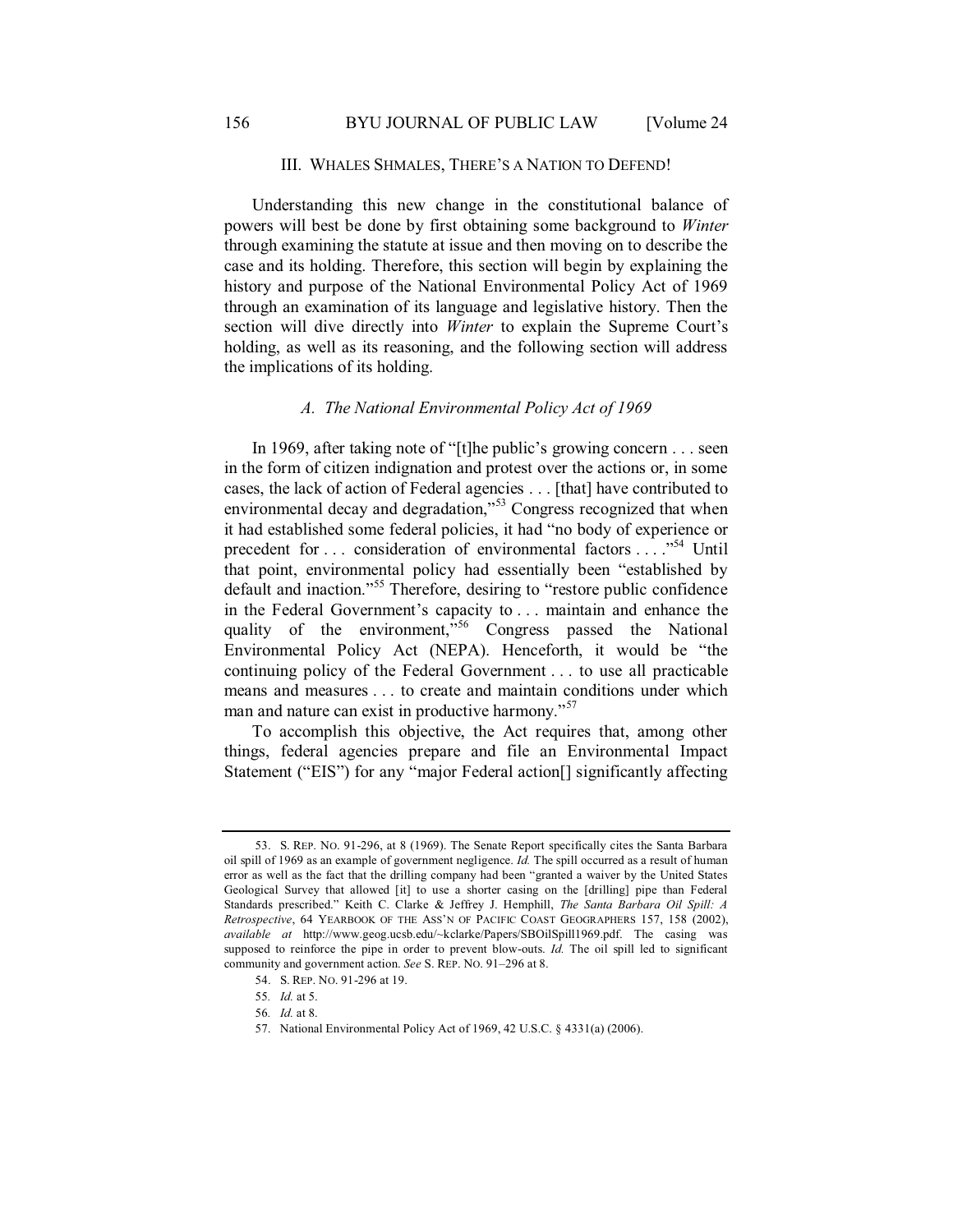## III. WHALES SHMALES, THERE'S A NATION TO DEFEND!

Understanding this new change in the constitutional balance of powers will best be done by first obtaining some background to *Winter* through examining the statute at issue and then moving on to describe the case and its holding. Therefore, this section will begin by explaining the history and purpose of the National Environmental Policy Act of 1969 through an examination of its language and legislative history. Then the section will dive directly into *Winter* to explain the Supreme Court's holding, as well as its reasoning, and the following section will address the implications of its holding.

### *A. The National Environmental Policy Act of 1969*

In 1969, after taking note of "[t]he public's growing concern . . . seen in the form of citizen indignation and protest over the actions or, in some cases, the lack of action of Federal agencies . . . [that] have contributed to environmental decay and degradation,"[53] Congress recognized that when it had established some federal policies, it had "no body of experience or precedent for . . . consideration of environmental factors . . . ."[54] Until that point, environmental policy had essentially been "established by default and inaction."[55] Therefore, desiring to "restore public confidence in the Federal Government's capacity to . . . maintain and enhance the quality of the environment,"[56] Congress passed the National Environmental Policy Act (NEPA). Henceforth, it would be "the continuing policy of the Federal Government . . . to use all practicable means and measures . . . to create and maintain conditions under which man and nature can exist in productive harmony."[57]

To accomplish this objective, the Act requires that, among other things, federal agencies prepare and file an Environmental Impact Statement ("EIS") for any "major Federal action[] significantly affecting

---

53. S. REP. NO. 91-296, at 8 (1969). The Senate Report specifically cites the Santa Barbara oil spill of 1969 as an example of government negligence. *Id.* The spill occurred as a result of human error as well as the fact that the drilling company had been "granted a waiver by the United States Geological Survey that allowed [it] to use a shorter casing on the [drilling] pipe than Federal Standards prescribed." Keith C. Clarke & Jeffrey J. Hemphill, *The Santa Barbara Oil Spill: A Retrospective*, 64 YEARBOOK OF THE ASS'N OF PACIFIC COAST GEOGRAPHERS 157, 158 (2002), *available at* http://www.geog.ucsb.edu/~kclarke/Papers/SBOilSpill1969.pdf. The casing was supposed to reinforce the pipe in order to prevent blow-outs. *Id.* The oil spill led to significant community and government action. *See* S. REP. NO. 91–296 at 8.

54. S. REP. NO. 91-296 at 19.

55. *Id.* at 5.

56. *Id.* at 8.

57. National Environmental Policy Act of 1969, 42 U.S.C. § 4331(a) (2006).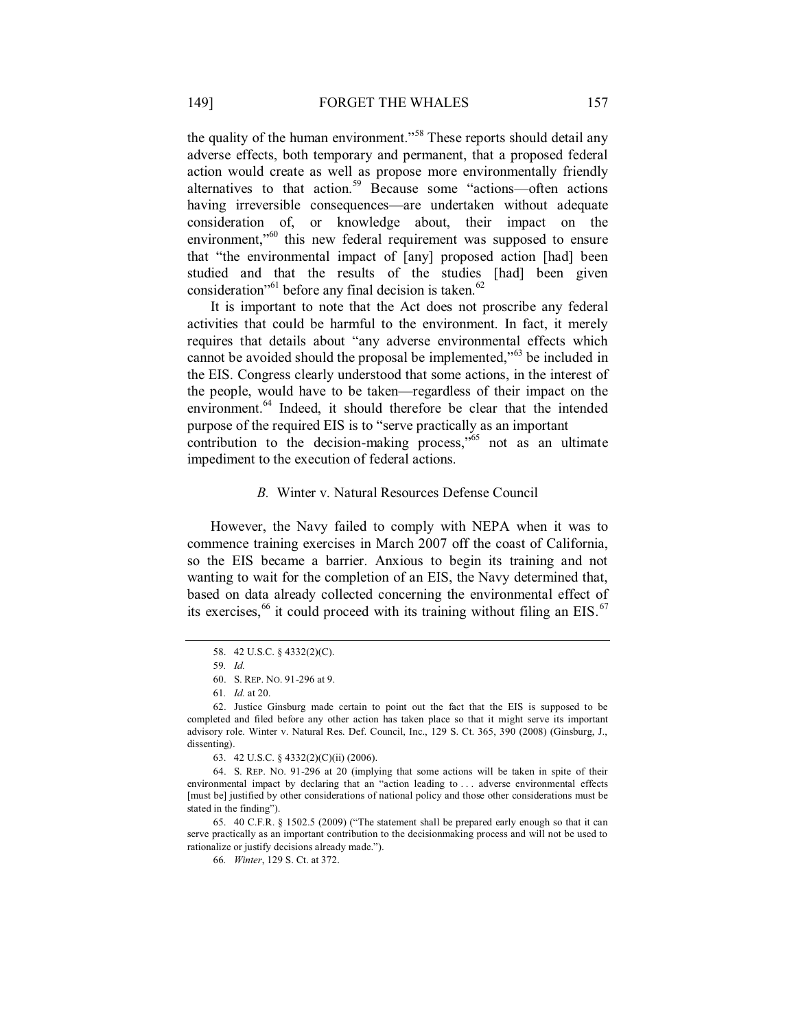the quality of the human environment."[58] These reports should detail any adverse effects, both temporary and permanent, that a proposed federal action would create as well as propose more environmentally friendly alternatives to that action.[59] Because some "actions—often actions having irreversible consequences—are undertaken without adequate consideration of, or knowledge about, their impact on the environment,"[60] this new federal requirement was supposed to ensure that "the environmental impact of [any] proposed action [had] been studied and that the results of the studies [had] been given consideration"[61] before any final decision is taken.[62]

It is important to note that the Act does not proscribe any federal activities that could be harmful to the environment. In fact, it merely requires that details about "any adverse environmental effects which cannot be avoided should the proposal be implemented,"[63] be included in the EIS. Congress clearly understood that some actions, in the interest of the people, would have to be taken—regardless of their impact on the environment.[64] Indeed, it should therefore be clear that the intended purpose of the required EIS is to "serve practically as an important contribution to the decision-making process,"[65] not as an ultimate impediment to the execution of federal actions.

### *B.* Winter v. Natural Resources Defense Council

However, the Navy failed to comply with NEPA when it was to commence training exercises in March 2007 off the coast of California, so the EIS became a barrier. Anxious to begin its training and not wanting to wait for the completion of an EIS, the Navy determined that, based on data already collected concerning the environmental effect of its exercises,[66] it could proceed with its training without filing an EIS.[67]

---

58. 42 U.S.C. § 4332(2)(C).

59. *Id.*

60. S. REP. NO. 91-296 at 9.

61. *Id.* at 20.

62. Justice Ginsburg made certain to point out the fact that the EIS is supposed to be completed and filed before any other action has taken place so that it might serve its important advisory role. Winter v. Natural Res. Def. Council, Inc., 129 S. Ct. 365, 390 (2008) (Ginsburg, J., dissenting).

63. 42 U.S.C. § 4332(2)(C)(ii) (2006).

64. S. REP. NO. 91-296 at 20 (implying that some actions will be taken in spite of their environmental impact by declaring that an "action leading to . . . adverse environmental effects [must be] justified by other considerations of national policy and those other considerations must be stated in the finding").

65. 40 C.F.R. § 1502.5 (2009) ("The statement shall be prepared early enough so that it can serve practically as an important contribution to the decisionmaking process and will not be used to rationalize or justify decisions already made.").

66. *Winter*, 129 S. Ct. at 372.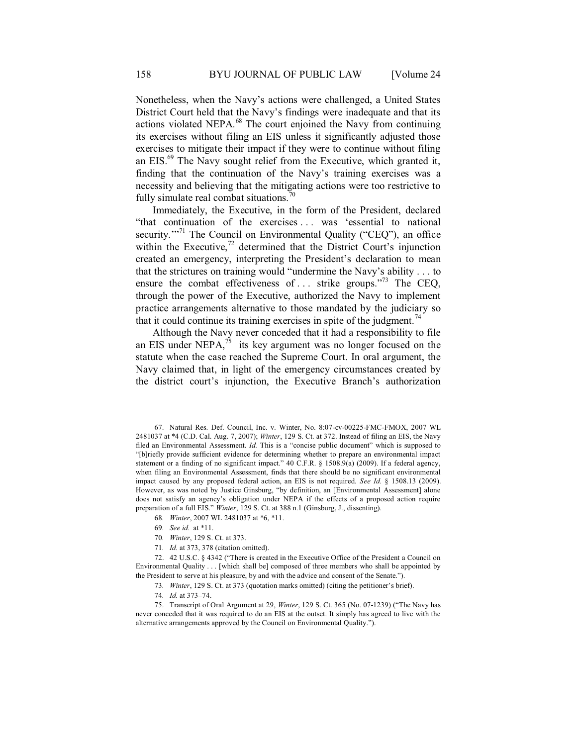Nonetheless, when the Navy's actions were challenged, a United States District Court held that the Navy's findings were inadequate and that its actions violated NEPA.[68] The court enjoined the Navy from continuing its exercises without filing an EIS unless it significantly adjusted those exercises to mitigate their impact if they were to continue without filing an EIS.[69] The Navy sought relief from the Executive, which granted it, finding that the continuation of the Navy's training exercises was a necessity and believing that the mitigating actions were too restrictive to fully simulate real combat situations.[70]

Immediately, the Executive, in the form of the President, declared "that continuation of the exercises . . . was 'essential to national security.'"[71] The Council on Environmental Quality ("CEQ"), an office within the Executive,[72] determined that the District Court's injunction created an emergency, interpreting the President's declaration to mean that the strictures on training would "undermine the Navy's ability . . . to ensure the combat effectiveness of . . . strike groups."[73] The CEQ, through the power of the Executive, authorized the Navy to implement practice arrangements alternative to those mandated by the judiciary so that it could continue its training exercises in spite of the judgment.[74]

Although the Navy never conceded that it had a responsibility to file an EIS under NEPA,[75] its key argument was no longer focused on the statute when the case reached the Supreme Court. In oral argument, the Navy claimed that, in light of the emergency circumstances created by the district court's injunction, the Executive Branch's authorization

---

67. Natural Res. Def. Council, Inc. v. Winter, No. 8:07-cv-00225-FMC-FMOX, 2007 WL 2481037 at *4 (C.D. Cal. Aug. 7, 2007); *Winter*, 129 S. Ct. at 372. Instead of filing an EIS, the Navy filed an Environmental Assessment. *Id.* This is a "concise public document" which is supposed to "[b]riefly provide sufficient evidence for determining whether to prepare an environmental impact statement or a finding of no significant impact." 40 C.F.R. § 1508.9(a) (2009). If a federal agency, when filing an Environmental Assessment, finds that there should be no significant environmental impact caused by any proposed federal action, an EIS is not required. *See Id.* § 1508.13 (2009). However, as was noted by Justice Ginsburg, "by definition, an [Environmental Assessment] alone does not satisfy an agency's obligation under NEPA if the effects of a proposed action require preparation of a full EIS." *Winter*, 129 S. Ct. at 388 n.1 (Ginsburg, J., dissenting).

68. *Winter*, 2007 WL 2481037 at *6, *11.

69. *See id.* at *11.

70. *Winter*, 129 S. Ct. at 373.

71. *Id.* at 373, 378 (citation omitted).

72. 42 U.S.C. § 4342 ("There is created in the Executive Office of the President a Council on Environmental Quality . . . [which shall be] composed of three members who shall be appointed by the President to serve at his pleasure, by and with the advice and consent of the Senate.").

73. *Winter*, 129 S. Ct. at 373 (quotation marks omitted) (citing the petitioner's brief).

74. *Id.* at 373–74.

75. Transcript of Oral Argument at 29, *Winter*, 129 S. Ct. 365 (No. 07-1239) ("The Navy has never conceded that it was required to do an EIS at the outset. It simply has agreed to live with the alternative arrangements approved by the Council on Environmental Quality.").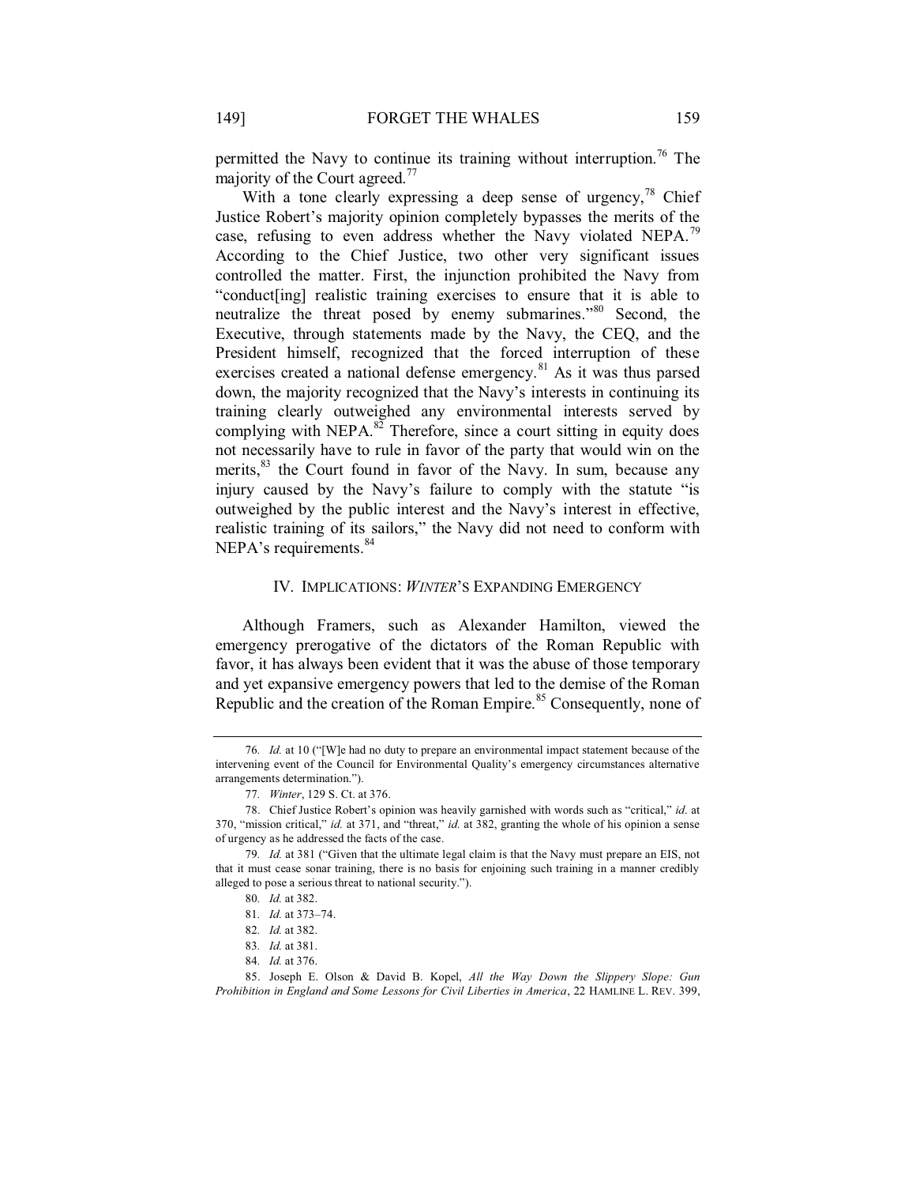permitted the Navy to continue its training without interruption.[76] The majority of the Court agreed.[77]

With a tone clearly expressing a deep sense of urgency,[78] Chief Justice Robert's majority opinion completely bypasses the merits of the case, refusing to even address whether the Navy violated NEPA.[79] According to the Chief Justice, two other very significant issues controlled the matter. First, the injunction prohibited the Navy from "conduct[ing] realistic training exercises to ensure that it is able to neutralize the threat posed by enemy submarines."[80] Second, the Executive, through statements made by the Navy, the CEQ, and the President himself, recognized that the forced interruption of these exercises created a national defense emergency.[81] As it was thus parsed down, the majority recognized that the Navy's interests in continuing its training clearly outweighed any environmental interests served by complying with NEPA.[82] Therefore, since a court sitting in equity does not necessarily have to rule in favor of the party that would win on the merits,[83] the Court found in favor of the Navy. In sum, because any injury caused by the Navy's failure to comply with the statute "is outweighed by the public interest and the Navy's interest in effective, realistic training of its sailors," the Navy did not need to conform with NEPA's requirements.[84]

## IV. IMPLICATIONS: *WINTER*'S EXPANDING EMERGENCY

Although Framers, such as Alexander Hamilton, viewed the emergency prerogative of the dictators of the Roman Republic with favor, it has always been evident that it was the abuse of those temporary and yet expansive emergency powers that led to the demise of the Roman Republic and the creation of the Roman Empire.[85] Consequently, none of

---

76. *Id.* at 10 ("[W]e had no duty to prepare an environmental impact statement because of the intervening event of the Council for Environmental Quality's emergency circumstances alternative arrangements determination.").

77. *Winter*, 129 S. Ct. at 376.

78. Chief Justice Robert's opinion was heavily garnished with words such as "critical," *id*. at 370, "mission critical," *id.* at 371, and "threat," *id.* at 382, granting the whole of his opinion a sense of urgency as he addressed the facts of the case.

79. *Id.* at 381 ("Given that the ultimate legal claim is that the Navy must prepare an EIS, not that it must cease sonar training, there is no basis for enjoining such training in a manner credibly alleged to pose a serious threat to national security.").

80. *Id.* at 382.

81. *Id.* at 373–74.

82. *Id.* at 382.

83. *Id.* at 381.

84. *Id.* at 376.

85. Joseph E. Olson & David B. Kopel, *All the Way Down the Slippery Slope: Gun Prohibition in England and Some Lessons for Civil Liberties in America*, 22 HAMLINE L. REV. 399,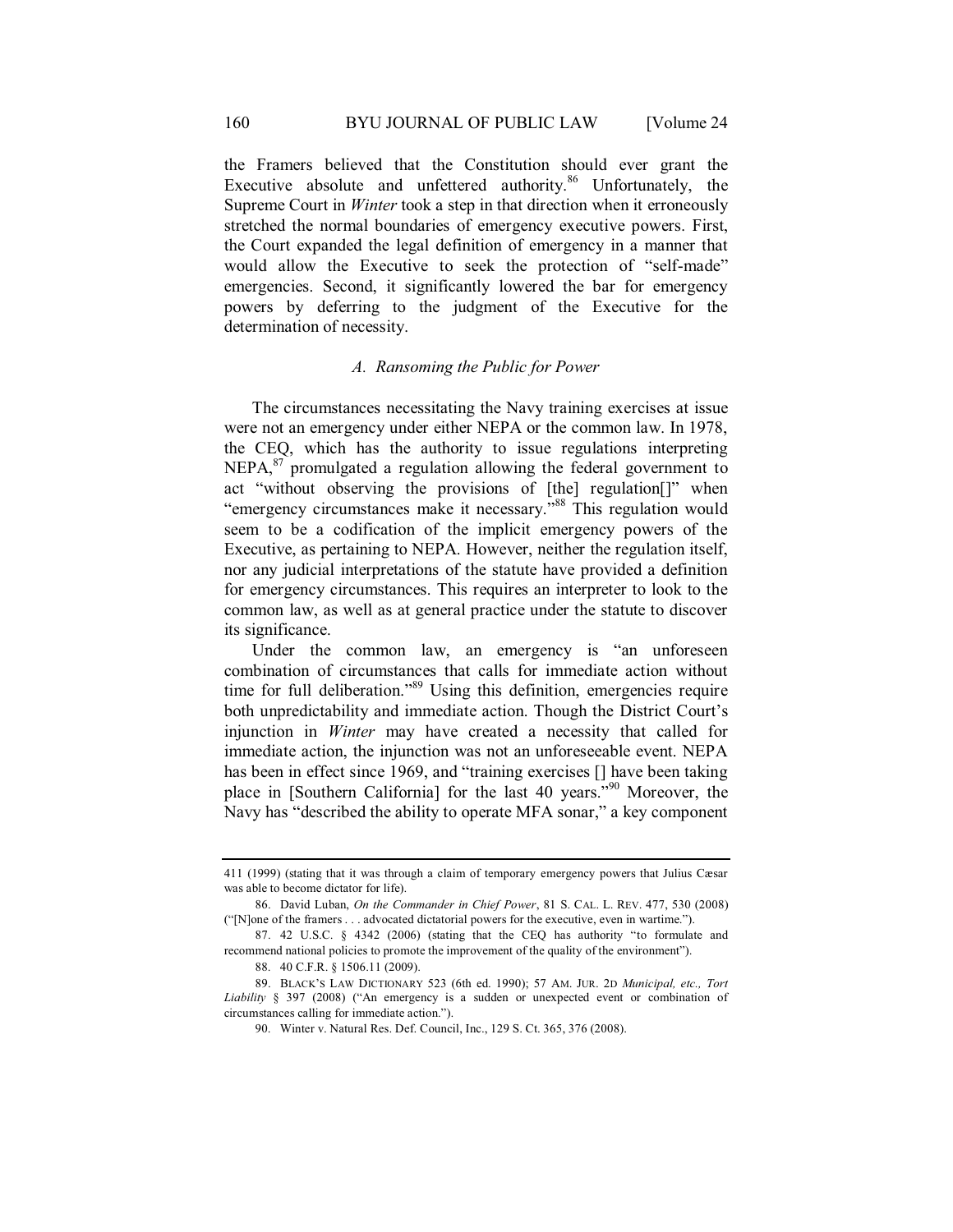the Framers believed that the Constitution should ever grant the Executive absolute and unfettered authority.[86] Unfortunately, the Supreme Court in *Winter* took a step in that direction when it erroneously stretched the normal boundaries of emergency executive powers. First, the Court expanded the legal definition of emergency in a manner that would allow the Executive to seek the protection of "self-made" emergencies. Second, it significantly lowered the bar for emergency powers by deferring to the judgment of the Executive for the determination of necessity.

### *A. Ransoming the Public for Power*

The circumstances necessitating the Navy training exercises at issue were not an emergency under either NEPA or the common law. In 1978, the CEQ, which has the authority to issue regulations interpreting NEPA,[87] promulgated a regulation allowing the federal government to act "without observing the provisions of [the] regulation[]" when "emergency circumstances make it necessary."[88] This regulation would seem to be a codification of the implicit emergency powers of the Executive, as pertaining to NEPA. However, neither the regulation itself, nor any judicial interpretations of the statute have provided a definition for emergency circumstances. This requires an interpreter to look to the common law, as well as at general practice under the statute to discover its significance.

Under the common law, an emergency is "an unforeseen combination of circumstances that calls for immediate action without time for full deliberation."[89] Using this definition, emergencies require both unpredictability and immediate action. Though the District Court's injunction in *Winter* may have created a necessity that called for immediate action, the injunction was not an unforeseeable event. NEPA has been in effect since 1969, and "training exercises [] have been taking place in [Southern California] for the last 40 years."[90] Moreover, the Navy has "described the ability to operate MFA sonar," a key component

---

411 (1999) (stating that it was through a claim of temporary emergency powers that Julius Cæsar was able to become dictator for life).

86. David Luban, *On the Commander in Chief Power*, 81 S. CAL. L. REV. 477, 530 (2008) ("[N]one of the framers . . . advocated dictatorial powers for the executive, even in wartime.").

87. 42 U.S.C. § 4342 (2006) (stating that the CEQ has authority "to formulate and recommend national policies to promote the improvement of the quality of the environment").

88. 40 C.F.R. § 1506.11 (2009).

89. BLACK'S LAW DICTIONARY 523 (6th ed. 1990); 57 AM. JUR. 2D *Municipal, etc., Tort Liability* § 397 (2008) ("An emergency is a sudden or unexpected event or combination of circumstances calling for immediate action.").

90. Winter v. Natural Res. Def. Council, Inc., 129 S. Ct. 365, 376 (2008).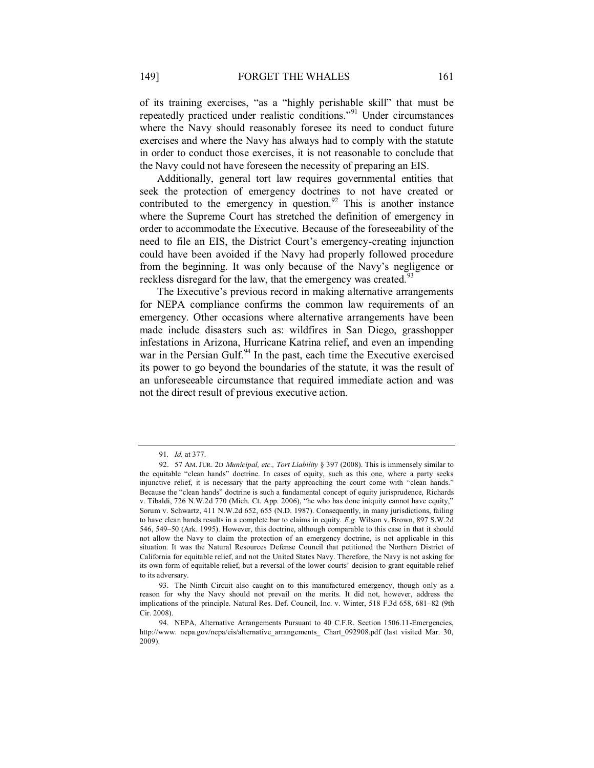of its training exercises, "as a "highly perishable skill" that must be repeatedly practiced under realistic conditions."[91] Under circumstances where the Navy should reasonably foresee its need to conduct future exercises and where the Navy has always had to comply with the statute in order to conduct those exercises, it is not reasonable to conclude that the Navy could not have foreseen the necessity of preparing an EIS.

Additionally, general tort law requires governmental entities that seek the protection of emergency doctrines to not have created or contributed to the emergency in question.[92] This is another instance where the Supreme Court has stretched the definition of emergency in order to accommodate the Executive. Because of the foreseeability of the need to file an EIS, the District Court's emergency-creating injunction could have been avoided if the Navy had properly followed procedure from the beginning. It was only because of the Navy's negligence or reckless disregard for the law, that the emergency was created.[93]

The Executive's previous record in making alternative arrangements for NEPA compliance confirms the common law requirements of an emergency. Other occasions where alternative arrangements have been made include disasters such as: wildfires in San Diego, grasshopper infestations in Arizona, Hurricane Katrina relief, and even an impending war in the Persian Gulf.[94] In the past, each time the Executive exercised its power to go beyond the boundaries of the statute, it was the result of an unforeseeable circumstance that required immediate action and was not the direct result of previous executive action.

---

91. *Id.* at 377.

92. 57 AM. JUR. 2D *Municipal, etc., Tort Liability* § 397 (2008). This is immensely similar to the equitable "clean hands" doctrine. In cases of equity, such as this one, where a party seeks injunctive relief, it is necessary that the party approaching the court come with "clean hands." Because the "clean hands" doctrine is such a fundamental concept of equity jurisprudence, Richards v. Tibaldi, 726 N.W.2d 770 (Mich. Ct. App. 2006), "he who has done iniquity cannot have equity," Sorum v. Schwartz, 411 N.W.2d 652, 655 (N.D. 1987). Consequently, in many jurisdictions, failing to have clean hands results in a complete bar to claims in equity. *E.g.* Wilson v. Brown, 897 S.W.2d 546, 549–50 (Ark. 1995). However, this doctrine, although comparable to this case in that it should not allow the Navy to claim the protection of an emergency doctrine, is not applicable in this situation. It was the Natural Resources Defense Council that petitioned the Northern District of California for equitable relief, and not the United States Navy. Therefore, the Navy is not asking for its own form of equitable relief, but a reversal of the lower courts' decision to grant equitable relief to its adversary.

93. The Ninth Circuit also caught on to this manufactured emergency, though only as a reason for why the Navy should not prevail on the merits. It did not, however, address the implications of the principle. Natural Res. Def. Council, Inc. v. Winter, 518 F.3d 658, 681–82 (9th Cir. 2008).

94. NEPA, Alternative Arrangements Pursuant to 40 C.F.R. Section 1506.11-Emergencies, http://www. nepa.gov/nepa/eis/alternative_arrangements_ Chart_092908.pdf (last visited Mar. 30, 2009).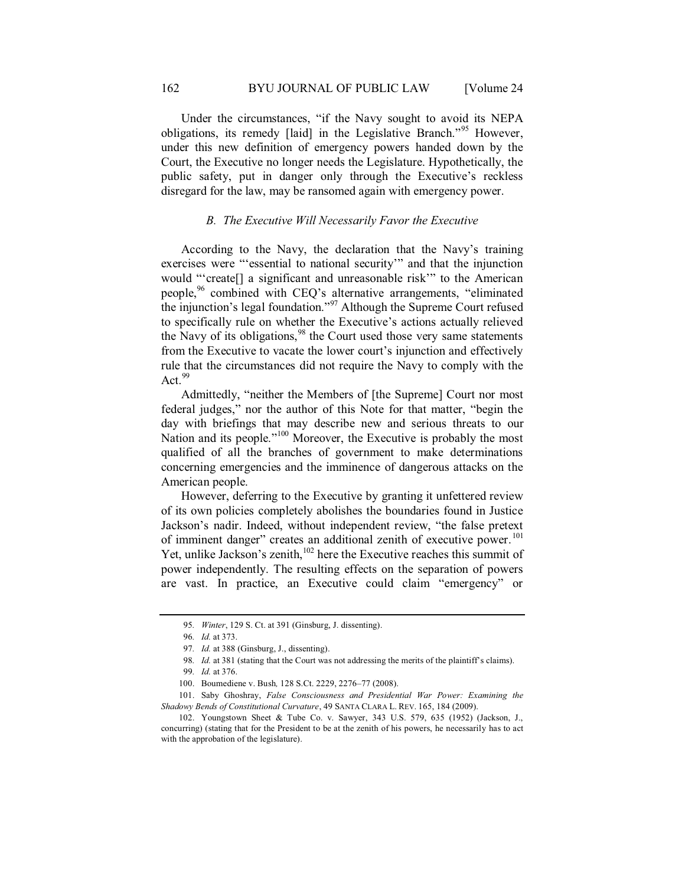Under the circumstances, "if the Navy sought to avoid its NEPA obligations, its remedy [laid] in the Legislative Branch."[95] However, under this new definition of emergency powers handed down by the Court, the Executive no longer needs the Legislature. Hypothetically, the public safety, put in danger only through the Executive's reckless disregard for the law, may be ransomed again with emergency power.

### *B. The Executive Will Necessarily Favor the Executive*

According to the Navy, the declaration that the Navy's training exercises were "'essential to national security'" and that the injunction would "'create[] a significant and unreasonable risk'" to the American people,[96] combined with CEQ's alternative arrangements, "eliminated the injunction's legal foundation."[97] Although the Supreme Court refused to specifically rule on whether the Executive's actions actually relieved the Navy of its obligations,[98] the Court used those very same statements from the Executive to vacate the lower court's injunction and effectively rule that the circumstances did not require the Navy to comply with the Act.[99]

Admittedly, "neither the Members of [the Supreme] Court nor most federal judges," nor the author of this Note for that matter, "begin the day with briefings that may describe new and serious threats to our Nation and its people."[100] Moreover, the Executive is probably the most qualified of all the branches of government to make determinations concerning emergencies and the imminence of dangerous attacks on the American people.

However, deferring to the Executive by granting it unfettered review of its own policies completely abolishes the boundaries found in Justice Jackson's nadir. Indeed, without independent review, "the false pretext of imminent danger" creates an additional zenith of executive power.[101] Yet, unlike Jackson's zenith,[102] here the Executive reaches this summit of power independently. The resulting effects on the separation of powers are vast. In practice, an Executive could claim "emergency" or

---

95. *Winter*, 129 S. Ct. at 391 (Ginsburg, J. dissenting).

96. *Id.* at 373.

97. *Id.* at 388 (Ginsburg, J., dissenting).

98. *Id.* at 381 (stating that the Court was not addressing the merits of the plaintiff's claims).

99. *Id.* at 376.

100. Boumediene v. Bush*,* 128 S.Ct. 2229, 2276–77 (2008).

101. Saby Ghoshray, *False Consciousness and Presidential War Power: Examining the Shadowy Bends of Constitutional Curvature*, 49 SANTA CLARA L. REV. 165, 184 (2009).

102. Youngstown Sheet & Tube Co. v. Sawyer, 343 U.S. 579, 635 (1952) (Jackson, J., concurring) (stating that for the President to be at the zenith of his powers, he necessarily has to act with the approbation of the legislature).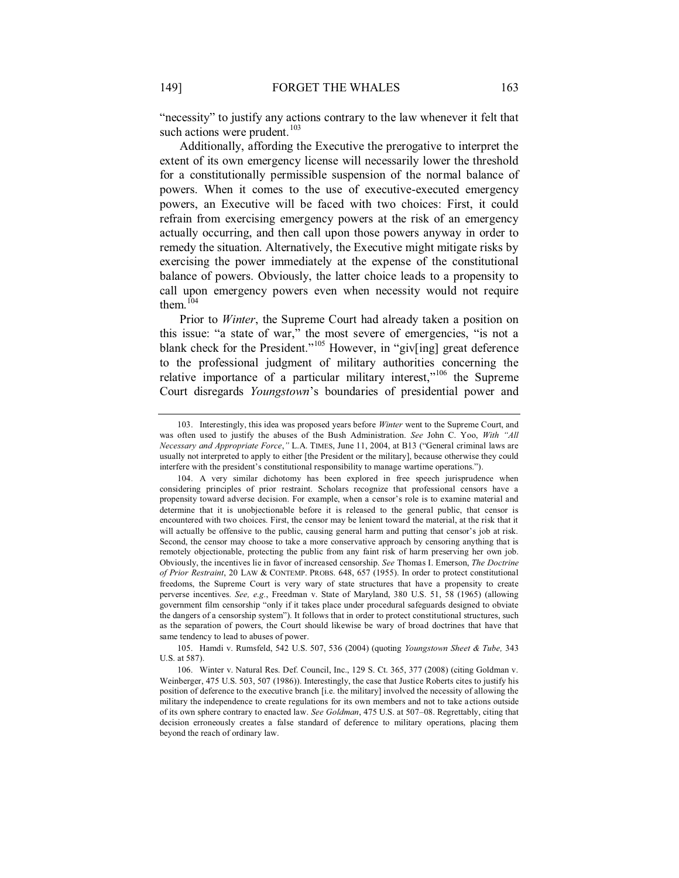"necessity" to justify any actions contrary to the law whenever it felt that such actions were prudent.[103]

Additionally, affording the Executive the prerogative to interpret the extent of its own emergency license will necessarily lower the threshold for a constitutionally permissible suspension of the normal balance of powers. When it comes to the use of executive-executed emergency powers, an Executive will be faced with two choices: First, it could refrain from exercising emergency powers at the risk of an emergency actually occurring, and then call upon those powers anyway in order to remedy the situation. Alternatively, the Executive might mitigate risks by exercising the power immediately at the expense of the constitutional balance of powers. Obviously, the latter choice leads to a propensity to call upon emergency powers even when necessity would not require them.[104]

Prior to *Winter*, the Supreme Court had already taken a position on this issue: "a state of war," the most severe of emergencies, "is not a blank check for the President."[105] However, in "giv[ing] great deference to the professional judgment of military authorities concerning the relative importance of a particular military interest,"[106] the Supreme Court disregards *Youngstown*'s boundaries of presidential power and

---

103. Interestingly, this idea was proposed years before *Winter* went to the Supreme Court, and was often used to justify the abuses of the Bush Administration. *See* John C. Yoo, *With "All Necessary and Appropriate Force*,*"* L.A. TIMES, June 11, 2004, at B13 ("General criminal laws are usually not interpreted to apply to either [the President or the military], because otherwise they could interfere with the president's constitutional responsibility to manage wartime operations.").

104. A very similar dichotomy has been explored in free speech jurisprudence when considering principles of prior restraint. Scholars recognize that professional censors have a propensity toward adverse decision. For example, when a censor's role is to examine material and determine that it is unobjectionable before it is released to the general public, that censor is encountered with two choices. First, the censor may be lenient toward the material, at the risk that it will actually be offensive to the public, causing general harm and putting that censor's job at risk. Second, the censor may choose to take a more conservative approach by censoring anything that is remotely objectionable, protecting the public from any faint risk of harm preserving her own job. Obviously, the incentives lie in favor of increased censorship. *See* Thomas I. Emerson, *The Doctrine of Prior Restraint*, 20 LAW & CONTEMP. PROBS. 648, 657 (1955). In order to protect constitutional freedoms, the Supreme Court is very wary of state structures that have a propensity to create perverse incentives. *See, e.g.*, Freedman v. State of Maryland, 380 U.S. 51, 58 (1965) (allowing government film censorship "only if it takes place under procedural safeguards designed to obviate the dangers of a censorship system"). It follows that in order to protect constitutional structures, such as the separation of powers, the Court should likewise be wary of broad doctrines that have that same tendency to lead to abuses of power.

105. Hamdi v. Rumsfeld, 542 U.S. 507, 536 (2004) (quoting *Youngstown Sheet & Tube,* 343 U.S. at 587).

106. Winter v. Natural Res. Def. Council, Inc., 129 S. Ct. 365, 377 (2008) (citing Goldman v. Weinberger, 475 U.S. 503, 507 (1986)). Interestingly, the case that Justice Roberts cites to justify his position of deference to the executive branch [i.e. the military] involved the necessity of allowing the military the independence to create regulations for its own members and not to take actions outside of its own sphere contrary to enacted law. *See Goldman*, 475 U.S. at 507–08. Regrettably, citing that decision erroneously creates a false standard of deference to military operations, placing them beyond the reach of ordinary law.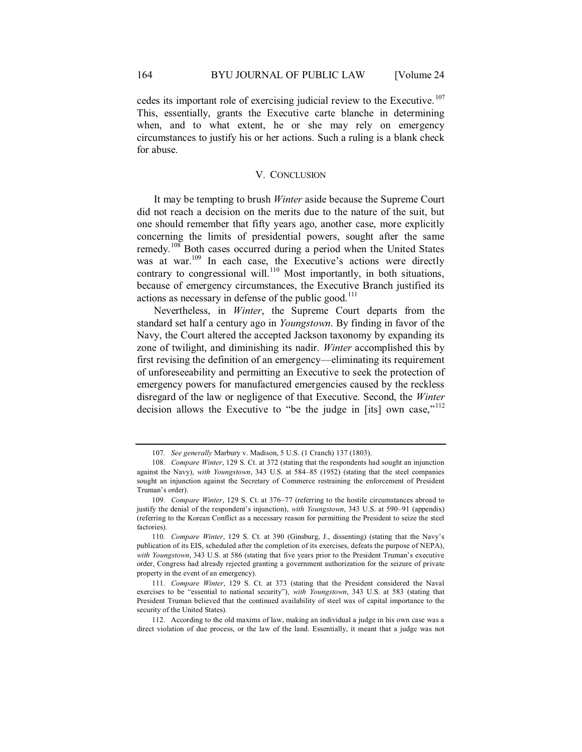cedes its important role of exercising judicial review to the Executive.[107] This, essentially, grants the Executive carte blanche in determining when, and to what extent, he or she may rely on emergency circumstances to justify his or her actions. Such a ruling is a blank check for abuse.

## V. CONCLUSION

It may be tempting to brush *Winter* aside because the Supreme Court did not reach a decision on the merits due to the nature of the suit, but one should remember that fifty years ago, another case, more explicitly concerning the limits of presidential powers, sought after the same remedy.[108] Both cases occurred during a period when the United States was at war.[109] In each case, the Executive's actions were directly contrary to congressional will.[110] Most importantly, in both situations, because of emergency circumstances, the Executive Branch justified its actions as necessary in defense of the public good.[111]

Nevertheless, in *Winter*, the Supreme Court departs from the standard set half a century ago in *Youngstown*. By finding in favor of the Navy, the Court altered the accepted Jackson taxonomy by expanding its zone of twilight, and diminishing its nadir. *Winter* accomplished this by first revising the definition of an emergency—eliminating its requirement of unforeseeability and permitting an Executive to seek the protection of emergency powers for manufactured emergencies caused by the reckless disregard of the law or negligence of that Executive. Second, the *Winter* decision allows the Executive to "be the judge in [its] own case,"[112]

---

107. *See generally* Marbury v. Madison, 5 U.S. (1 Cranch) 137 (1803).

108. *Compare Winter*, 129 S. Ct. at 372 (stating that the respondents had sought an injunction against the Navy), *with Youngstown*, 343 U.S. at 584–85 (1952) (stating that the steel companies sought an injunction against the Secretary of Commerce restraining the enforcement of President Truman's order).

109. *Compare Winter*, 129 S. Ct. at 376–77 (referring to the hostile circumstances abroad to justify the denial of the respondent's injunction), *with Youngstown*, 343 U.S. at 590–91 (appendix) (referring to the Korean Conflict as a necessary reason for permitting the President to seize the steel factories).

110. *Compare Winter*, 129 S. Ct. at 390 (Ginsburg, J., dissenting) (stating that the Navy's publication of its EIS, scheduled after the completion of its exercises, defeats the purpose of NEPA), *with Youngstown*, 343 U.S. at 586 (stating that five years prior to the President Truman's executive order, Congress had already rejected granting a government authorization for the seizure of private property in the event of an emergency).

111. *Compare Winter*, 129 S. Ct. at 373 (stating that the President considered the Naval exercises to be "essential to national security"), *with Youngstown*, 343 U.S. at 583 (stating that President Truman believed that the continued availability of steel was of capital importance to the security of the United States).

112. According to the old maxims of law, making an individual a judge in his own case was a direct violation of due process, or the law of the land. Essentially, it meant that a judge was not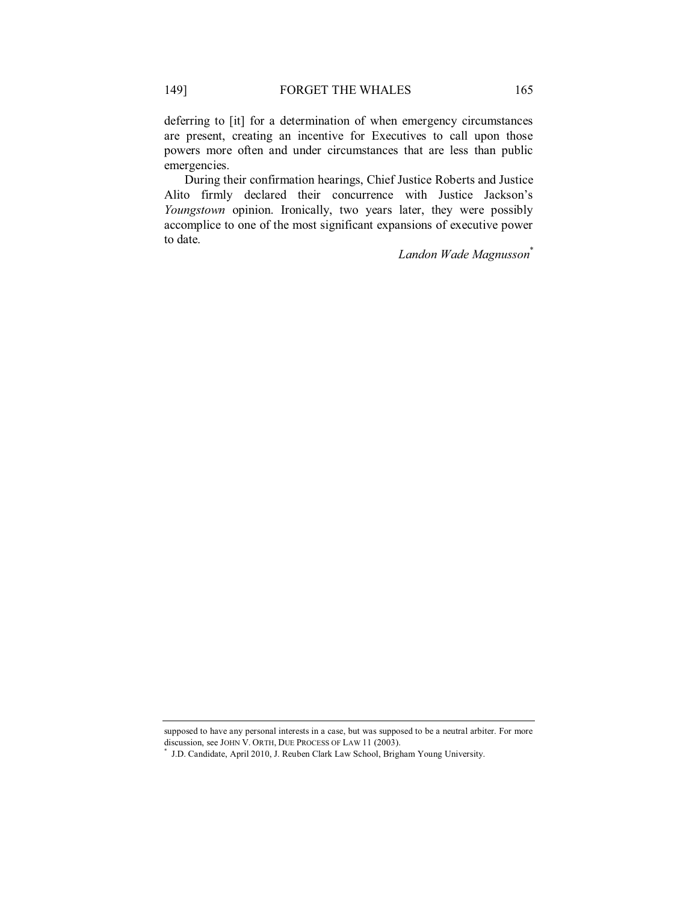deferring to [it] for a determination of when emergency circumstances are present, creating an incentive for Executives to call upon those powers more often and under circumstances that are less than public emergencies.

During their confirmation hearings, Chief Justice Roberts and Justice Alito firmly declared their concurrence with Justice Jackson's *Youngstown* opinion. Ironically, two years later, they were possibly accomplice to one of the most significant expansions of executive power to date.

*Landon Wade Magnusson*[*]

---

supposed to have any personal interests in a case, but was supposed to be a neutral arbiter. For more discussion, see JOHN V. ORTH, DUE PROCESS OF LAW 11 (2003).

[*] J.D. Candidate, April 2010, J. Reuben Clark Law School, Brigham Young University.